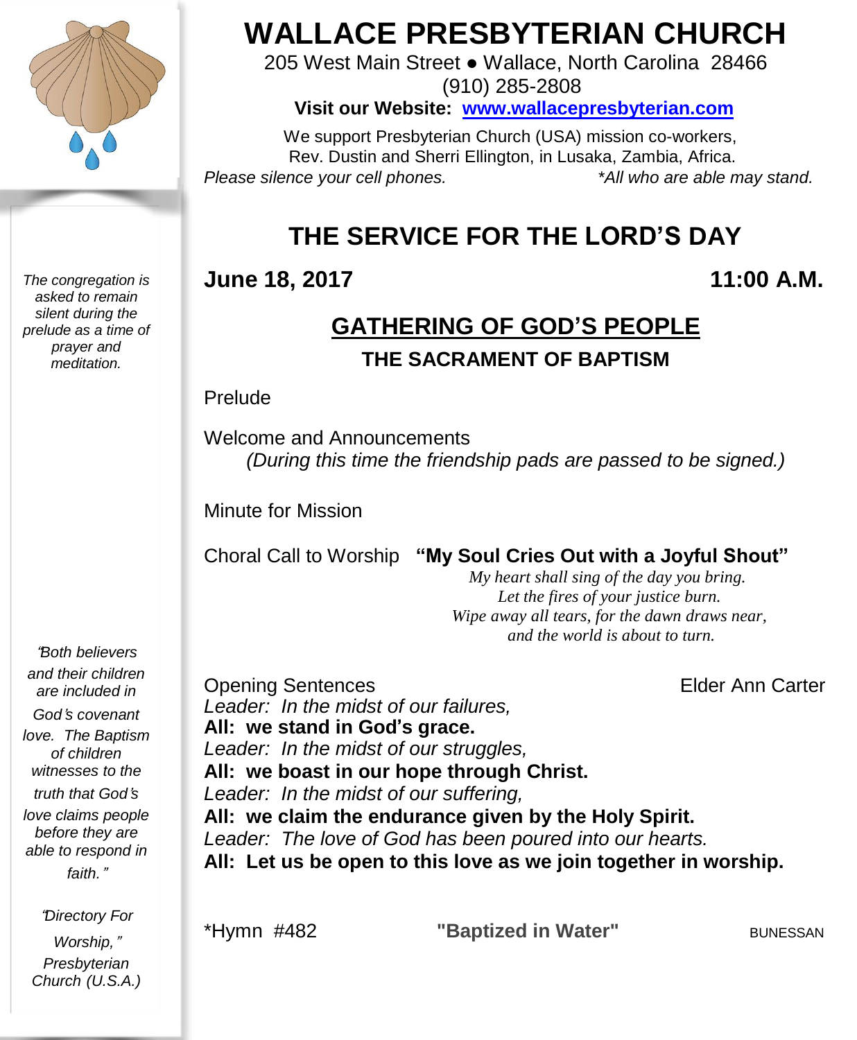# WALLACE PRESBYTERIAN CHURCH

205 West Main Street ● Wallace, North Carolina 28466

(910) 285-2808

**Visit our Website: www.wallacepresbyterian.com**

We support Presbyterian Church (USA) mission co-workers, Rev. Dustin and Sherri Ellington, in Lusaka, Zambia, Africa.

*Please silence your cell phones.* *\*All who are able may stand.*

## THE SERVICE FOR THE LORD'S DAY

**June 18, 2017** **11:00 A.M.**

## GATHERING OF GOD'S PEOPLE

### THE SACRAMENT OF BAPTISM

*The congregation is asked to remain silent during the prelude as a time of prayer and meditation.*

Prelude

Welcome and Announcements

*(During this time the friendship pads are passed to be signed.)*

Minute for Mission

Choral Call to Worship **"My Soul Cries Out with a Joyful Shout"**

*My heart shall sing of the day you bring.*
*Let the fires of your justice burn.*
*Wipe away all tears, for the dawn draws near,*
*and the world is about to turn.*

Opening Sentences Elder Ann Carter

*Leader: In the midst of our failures,*
**All: we stand in God's grace.**
*Leader: In the midst of our struggles,*
**All: we boast in our hope through Christ.**
*Leader: In the midst of our suffering,*
**All: we claim the endurance given by the Holy Spirit.**
*Leader: The love of God has been poured into our hearts.*
**All: Let us be open to this love as we join together in worship.**

\*Hymn #482 **"Baptized in Water"** BUNESSAN

*"Both believers and their children are included in God's covenant love. The Baptism of children witnesses to the truth that God's love claims people before they are able to respond in faith."*

*"Directory For Worship," Presbyterian Church (U.S.A.)*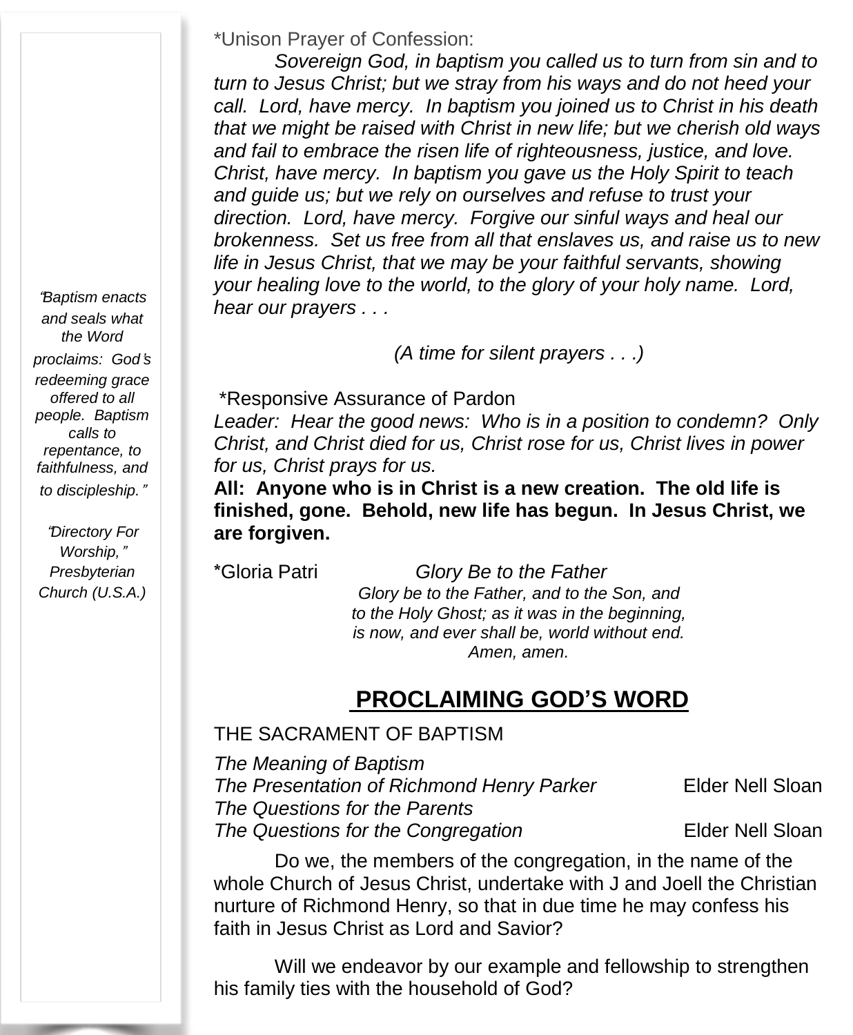*Unison Prayer of Confession:

*Sovereign God, in baptism you called us to turn from sin and to turn to Jesus Christ; but we stray from his ways and do not heed your call. Lord, have mercy. In baptism you joined us to Christ in his death that we might be raised with Christ in new life; but we cherish old ways and fail to embrace the risen life of righteousness, justice, and love. Christ, have mercy. In baptism you gave us the Holy Spirit to teach and guide us; but we rely on ourselves and refuse to trust your direction. Lord, have mercy. Forgive our sinful ways and heal our brokenness. Set us free from all that enslaves us, and raise us to new life in Jesus Christ, that we may be your faithful servants, showing your healing love to the world, to the glory of your holy name. Lord, hear our prayers . . .*

*(A time for silent prayers . . .)*

*Responsive Assurance of Pardon

*Leader: Hear the good news: Who is in a position to condemn? Only Christ, and Christ died for us, Christ rose for us, Christ lives in power for us, Christ prays for us.*

**All: Anyone who is in Christ is a new creation. The old life is finished, gone. Behold, new life has begun. In Jesus Christ, we are forgiven.**

*Gloria Patri *Glory Be to the Father*

*Glory be to the Father, and to the Son, and to the Holy Ghost; as it was in the beginning, is now, and ever shall be, world without end. Amen, amen.*

## PROCLAIMING GOD'S WORD

THE SACRAMENT OF BAPTISM

*The Meaning of Baptism*
*The Presentation of Richmond Henry Parker* Elder Nell Sloan
*The Questions for the Parents*
*The Questions for the Congregation* Elder Nell Sloan

Do we, the members of the congregation, in the name of the whole Church of Jesus Christ, undertake with J and Joell the Christian nurture of Richmond Henry, so that in due time he may confess his faith in Jesus Christ as Lord and Savior?

Will we endeavor by our example and fellowship to strengthen his family ties with the household of God?

*"Baptism enacts and seals what the Word proclaims: God's redeeming grace offered to all people. Baptism calls to repentance, to faithfulness, and to discipleship."*

*"Directory For Worship," Presbyterian Church (U.S.A.)*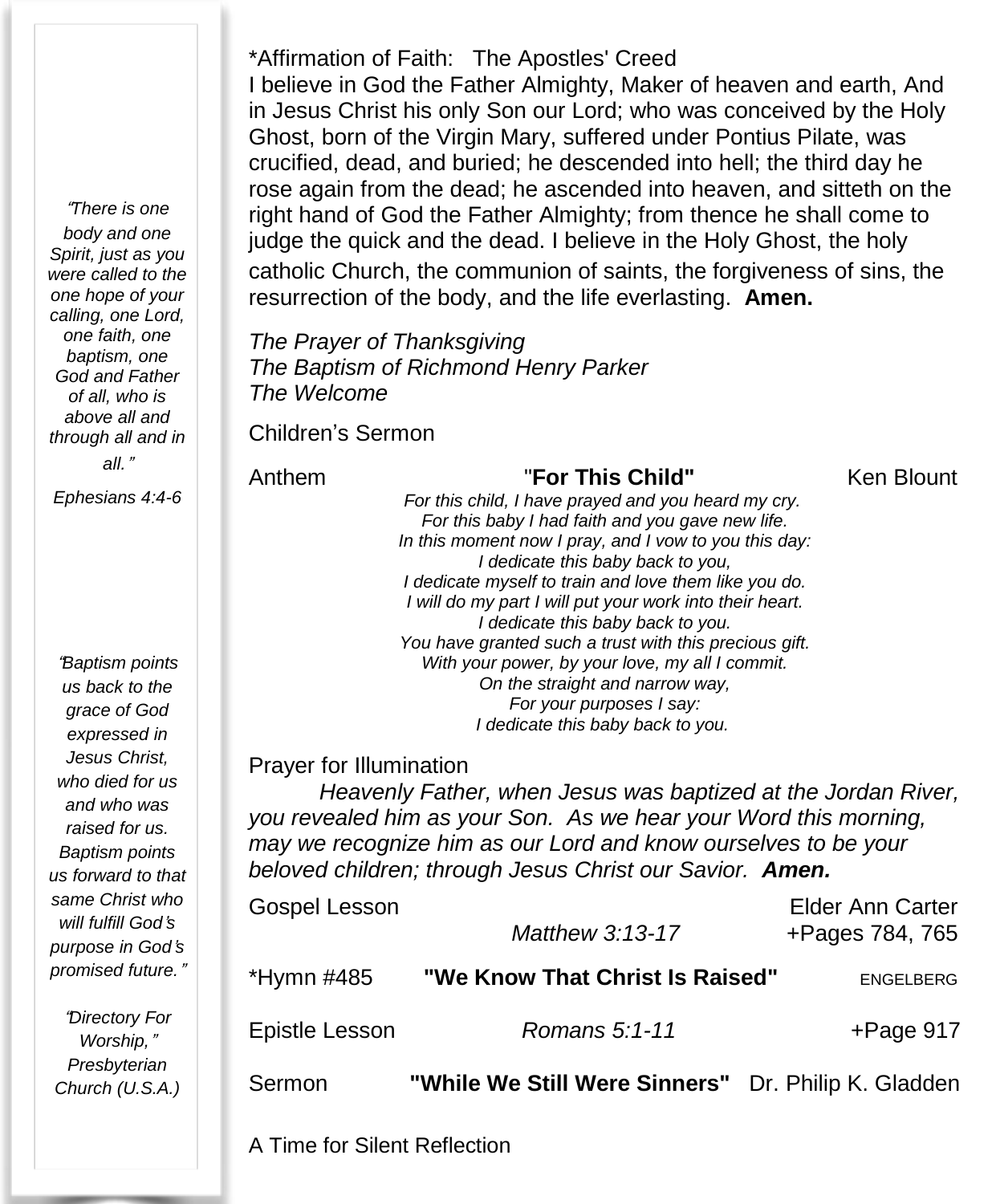*Affirmation of Faith: The Apostles' Creed

I believe in God the Father Almighty, Maker of heaven and earth, And in Jesus Christ his only Son our Lord; who was conceived by the Holy Ghost, born of the Virgin Mary, suffered under Pontius Pilate, was crucified, dead, and buried; he descended into hell; the third day he rose again from the dead; he ascended into heaven, and sitteth on the right hand of God the Father Almighty; from thence he shall come to judge the quick and the dead. I believe in the Holy Ghost, the holy catholic Church, the communion of saints, the forgiveness of sins, the resurrection of the body, and the life everlasting. **Amen.**

*The Prayer of Thanksgiving*
*The Baptism of Richmond Henry Parker*
*The Welcome*

Children's Sermon

Anthem "**For This Child**" Ken Blount

*For this child, I have prayed and you heard my cry.*
*For this baby I had faith and you gave new life.*
*In this moment now I pray, and I vow to you this day:*
*I dedicate this baby back to you,*
*I dedicate myself to train and love them like you do.*
*I will do my part I will put your work into their heart.*
*I dedicate this baby back to you.*
*You have granted such a trust with this precious gift.*
*With your power, by your love, my all I commit.*
*On the straight and narrow way,*
*For your purposes I say:*
*I dedicate this baby back to you.*

Prayer for Illumination

*Heavenly Father, when Jesus was baptized at the Jordan River, you revealed him as your Son. As we hear your Word this morning, may we recognize him as our Lord and know ourselves to be your beloved children; through Jesus Christ our Savior.* ***Amen.***

Gospel Lesson Elder Ann Carter
*Matthew 3:13-17* +Pages 784, 765

*Hymn #485 **"We Know That Christ Is Raised"** ENGELBERG

Epistle Lesson *Romans 5:1-11* +Page 917

Sermon **"While We Still Were Sinners"** Dr. Philip K. Gladden

A Time for Silent Reflection

*"There is one body and one Spirit, just as you were called to the one hope of your calling, one Lord, one faith, one baptism, one God and Father of all, who is above all and through all and in all."*

*Ephesians 4:4-6*

*"Baptism points us back to the grace of God expressed in Jesus Christ, who died for us and who was raised for us. Baptism points us forward to that same Christ who will fulfill God's purpose in God's promised future."*

*"Directory For Worship," Presbyterian Church (U.S.A.)*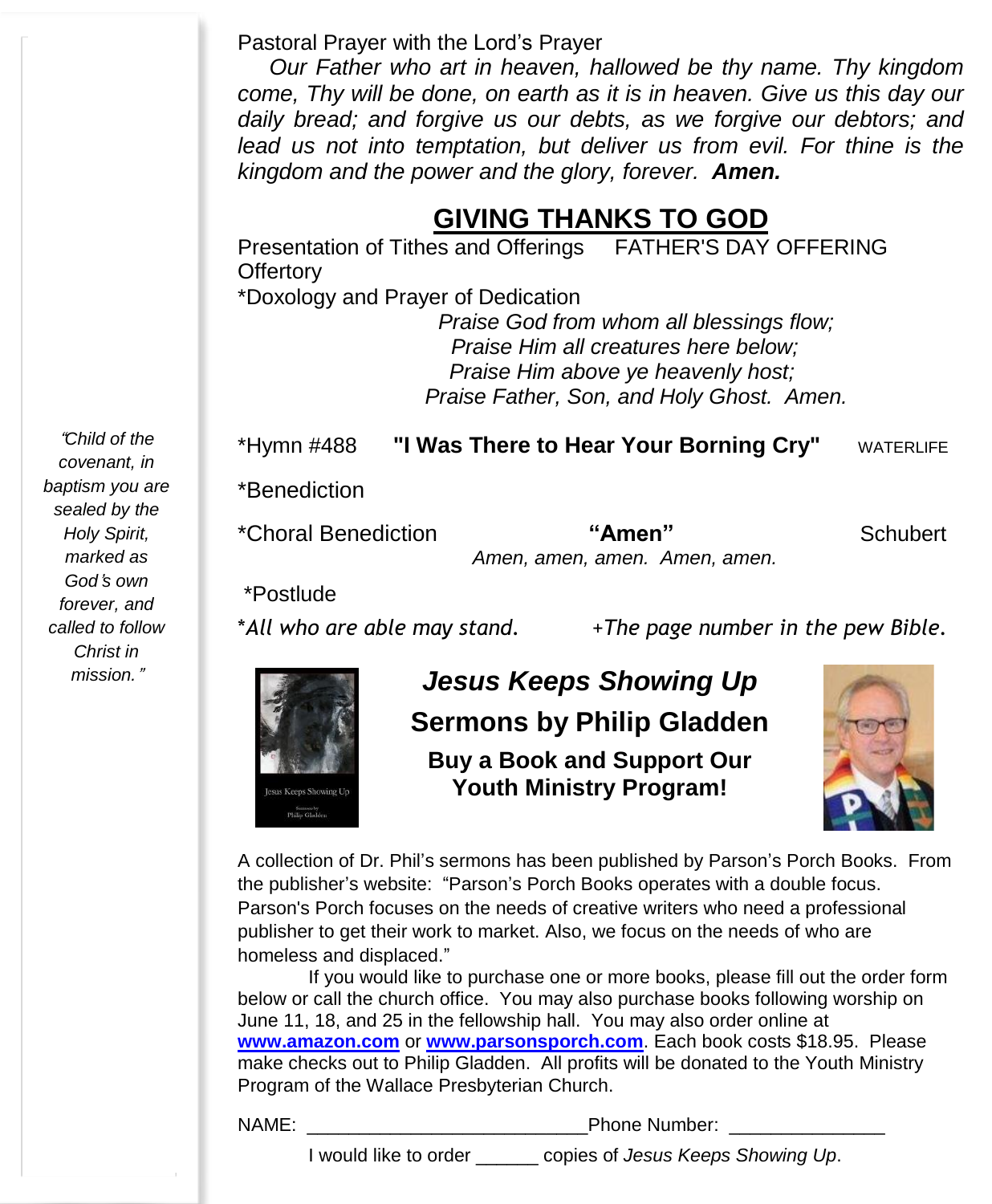Pastoral Prayer with the Lord's Prayer

*Our Father who art in heaven, hallowed be thy name. Thy kingdom come, Thy will be done, on earth as it is in heaven. Give us this day our daily bread; and forgive us our debts, as we forgive our debtors; and lead us not into temptation, but deliver us from evil. For thine is the kingdom and the power and the glory, forever.* ***Amen.***

## GIVING THANKS TO GOD

Presentation of Tithes and Offerings FATHER'S DAY OFFERING

Offertory

*Doxology and Prayer of Dedication

*Praise God from whom all blessings flow;*
*Praise Him all creatures here below;*
*Praise Him above ye heavenly host;*
*Praise Father, Son, and Holy Ghost. Amen.*

*"Child of the covenant, in baptism you are sealed by the Holy Spirit, marked as God's own forever, and called to follow Christ in mission."*

*Hymn #488 **"I Was There to Hear Your Borning Cry"** WATERLIFE

*Benediction

*Choral Benediction **"Amen"** Schubert

*Amen, amen, amen. Amen, amen.*

*Postlude

**All who are able may stand.* *+The page number in the pew Bible.*

### *Jesus Keeps Showing Up*

### Sermons by Philip Gladden

**Buy a Book and Support Our Youth Ministry Program!**

A collection of Dr. Phil's sermons has been published by Parson's Porch Books. From the publisher's website: "Parson's Porch Books operates with a double focus. Parson's Porch focuses on the needs of creative writers who need a professional publisher to get their work to market. Also, we focus on the needs of who are homeless and displaced."

If you would like to purchase one or more books, please fill out the order form below or call the church office. You may also purchase books following worship on June 11, 18, and 25 in the fellowship hall. You may also order online at **www.amazon.com** or **www.parsonsporch.com**. Each book costs $18.95. Please make checks out to Philip Gladden. All profits will be donated to the Youth Ministry Program of the Wallace Presbyterian Church.

NAME: ___________________________Phone Number: _______________

I would like to order ______ copies of *Jesus Keeps Showing Up*.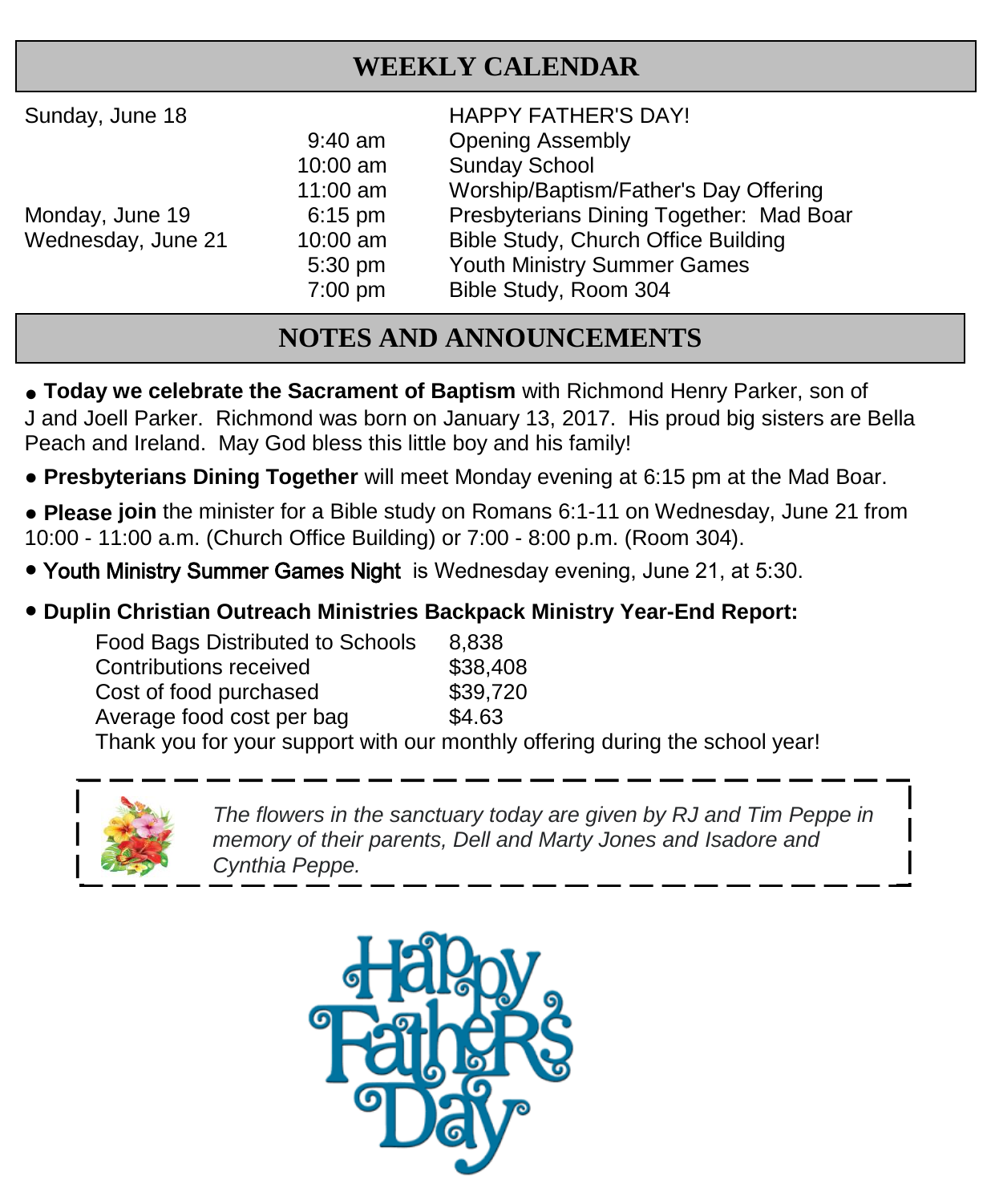## WEEKLY CALENDAR

| | | |
|---|---|---|
| Sunday, June 18 | | HAPPY FATHER'S DAY! |
| | 9:40 am | Opening Assembly |
| | 10:00 am | Sunday School |
| | 11:00 am | Worship/Baptism/Father's Day Offering |
| Monday, June 19 | 6:15 pm | Presbyterians Dining Together: Mad Boar |
| Wednesday, June 21 | 10:00 am | Bible Study, Church Office Building |
| | 5:30 pm | Youth Ministry Summer Games |
| | 7:00 pm | Bible Study, Room 304 |

## NOTES AND ANNOUNCEMENTS

- **Today we celebrate the Sacrament of Baptism** with Richmond Henry Parker, son of J and Joell Parker. Richmond was born on January 13, 2017. His proud big sisters are Bella Peach and Ireland. May God bless this little boy and his family!
- **Presbyterians Dining Together** will meet Monday evening at 6:15 pm at the Mad Boar.
- **Please join** the minister for a Bible study on Romans 6:1-11 on Wednesday, June 21 from 10:00 - 11:00 a.m. (Church Office Building) or 7:00 - 8:00 p.m. (Room 304).
- **Youth Ministry Summer Games Night** is Wednesday evening, June 21, at 5:30.
- **Duplin Christian Outreach Ministries Backpack Ministry Year-End Report:**

| | |
|---|---|
| Food Bags Distributed to Schools | 8,838 |
| Contributions received | $38,408 |
| Cost of food purchased | $39,720 |
| Average food cost per bag | $4.63 |

Thank you for your support with our monthly offering during the school year!

*The flowers in the sanctuary today are given by RJ and Tim Peppe in memory of their parents, Dell and Marty Jones and Isadore and Cynthia Peppe.*

Happy Father's Day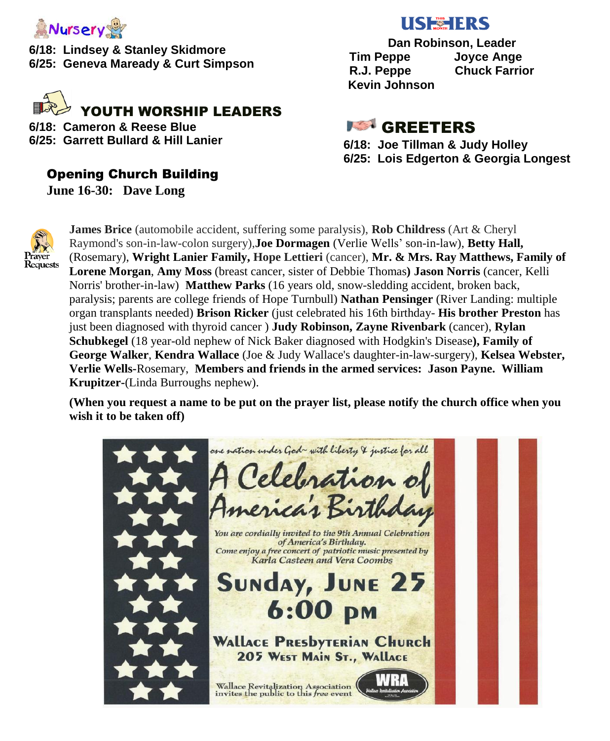## Nursery

**6/18: Lindsey & Stanley Skidmore**
**6/25: Geneva Maready & Curt Simpson**

## YOUTH WORSHIP LEADERS

**6/18: Cameron & Reese Blue**
**6/25: Garrett Bullard & Hill Lanier**

### Opening Church Building

**June 16-30: Dave Long**

## USHERS

**Dan Robinson, Leader**

**Tim Peppe** — **Joyce Ange**
**R.J. Peppe** — **Chuck Farrior**
**Kevin Johnson**

## GREETERS

**6/18: Joe Tillman & Judy Holley**
**6/25: Lois Edgerton & Georgia Longest**

## Prayer Requests

**James Brice** (automobile accident, suffering some paralysis), **Rob Childress** (Art & Cheryl Raymond's son-in-law-colon surgery),**Joe Dormagen** (Verlie Wells' son-in-law), **Betty Hall,** (Rosemary), **Wright Lanier Family, Hope Lettieri** (cancer), **Mr. & Mrs. Ray Matthews, Family of Lorene Morgan**, **Amy Moss** (breast cancer, sister of Debbie Thomas**) Jason Norris** (cancer, Kelli Norris' brother-in-law) **Matthew Parks** (16 years old, snow-sledding accident, broken back, paralysis; parents are college friends of Hope Turnbull) **Nathan Pensinger** (River Landing: multiple organ transplants needed) **Brison Ricker** (just celebrated his 16th birthday- **His brother Preston** has just been diagnosed with thyroid cancer ) **Judy Robinson, Zayne Rivenbark** (cancer), **Rylan Schubkegel** (18 year-old nephew of Nick Baker diagnosed with Hodgkin's Disease**), Family of George Walker**, **Kendra Wallace** (Joe & Judy Wallace's daughter-in-law-surgery), **Kelsea Webster, Verlie Wells**-Rosemary, **Members and friends in the armed services: Jason Payne. William Krupitzer**-(Linda Burroughs nephew).

**(When you request a name to be put on the prayer list, please notify the church office when you wish it to be taken off)**

*one nation under God~ with liberty & justice for all*

# A Celebration of America's Birthday

*You are cordially invited to the 9th Annual Celebration of America's Birthday.*
*Come enjoy a free concert of patriotic music presented by Karla Casteen and Vera Coombs*

## SUNDAY, JUNE 25
## 6:00 PM

**WALLACE PRESBYTERIAN CHURCH**
**205 WEST MAIN ST., WALLACE**

Wallace Revitalization Association invites the public to this *free* event

WRA
Wallace Revitalization Association